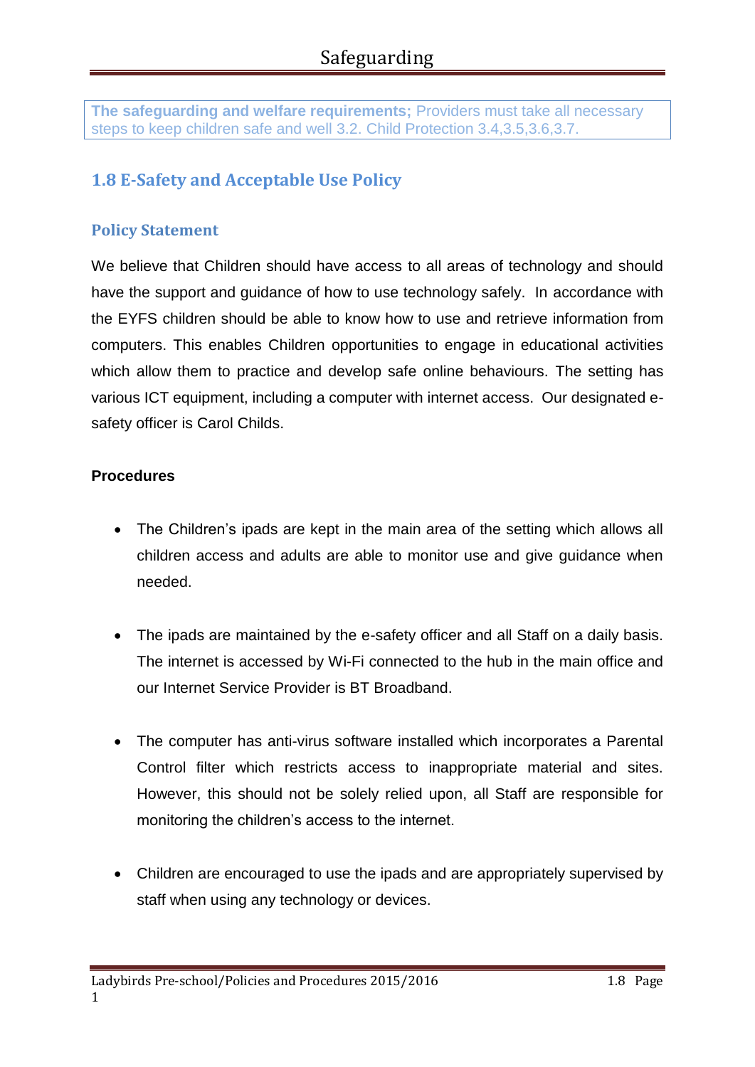**The safeguarding and welfare requirements;** Providers must take all necessary steps to keep children safe and well 3.2. Child Protection 3.4,3.5,3.6,3.7.

## 1.8 E-Safety and Acceptable Use Policy

### Policy Statement

We believe that Children should have access to all areas of technology and should have the support and guidance of how to use technology safely. In accordance with the EYFS children should be able to know how to use and retrieve information from computers. This enables Children opportunities to engage in educational activities which allow them to practice and develop safe online behaviours. The setting has various ICT equipment, including a computer with internet access. Our designated e-safety officer is Carol Childs.

**Procedures**

- The Children's ipads are kept in the main area of the setting which allows all children access and adults are able to monitor use and give guidance when needed.

- The ipads are maintained by the e-safety officer and all Staff on a daily basis. The internet is accessed by Wi-Fi connected to the hub in the main office and our Internet Service Provider is BT Broadband.

- The computer has anti-virus software installed which incorporates a Parental Control filter which restricts access to inappropriate material and sites. However, this should not be solely relied upon, all Staff are responsible for monitoring the children's access to the internet.

- Children are encouraged to use the ipads and are appropriately supervised by staff when using any technology or devices.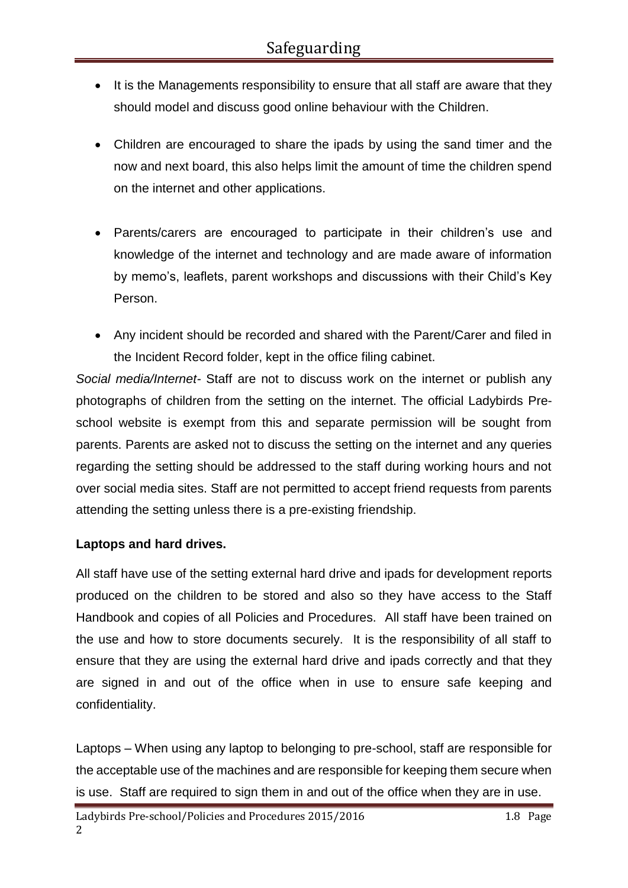- It is the Managements responsibility to ensure that all staff are aware that they should model and discuss good online behaviour with the Children.
- Children are encouraged to share the ipads by using the sand timer and the now and next board, this also helps limit the amount of time the children spend on the internet and other applications.
- Parents/carers are encouraged to participate in their children's use and knowledge of the internet and technology and are made aware of information by memo's, leaflets, parent workshops and discussions with their Child's Key Person.
- Any incident should be recorded and shared with the Parent/Carer and filed in the Incident Record folder, kept in the office filing cabinet.

*Social media/Internet-* Staff are not to discuss work on the internet or publish any photographs of children from the setting on the internet. The official Ladybirds Pre-school website is exempt from this and separate permission will be sought from parents. Parents are asked not to discuss the setting on the internet and any queries regarding the setting should be addressed to the staff during working hours and not over social media sites. Staff are not permitted to accept friend requests from parents attending the setting unless there is a pre-existing friendship.

**Laptops and hard drives.**

All staff have use of the setting external hard drive and ipads for development reports produced on the children to be stored and also so they have access to the Staff Handbook and copies of all Policies and Procedures. All staff have been trained on the use and how to store documents securely. It is the responsibility of all staff to ensure that they are using the external hard drive and ipads correctly and that they are signed in and out of the office when in use to ensure safe keeping and confidentiality.

Laptops – When using any laptop to belonging to pre-school, staff are responsible for the acceptable use of the machines and are responsible for keeping them secure when is use. Staff are required to sign them in and out of the office when they are in use.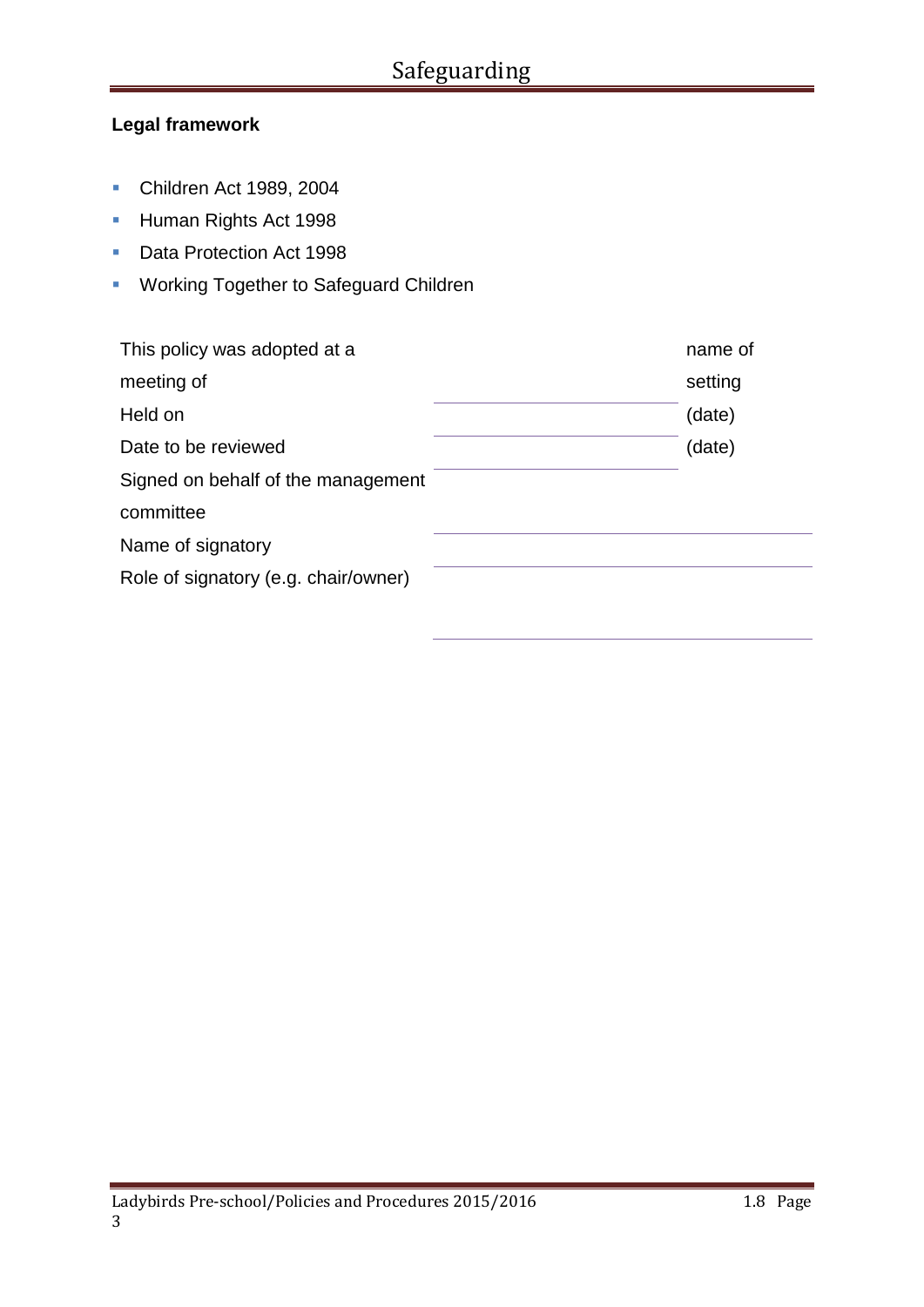### Legal framework

- Children Act 1989, 2004
- Human Rights Act 1998
- Data Protection Act 1998
- Working Together to Safeguard Children

| | | |
|---|---|---|
| This policy was adopted at a meeting of | | name of setting |
| Held on | | (date) |
| Date to be reviewed | | (date) |
| Signed on behalf of the management committee | | |
| Name of signatory | | |
| Role of signatory (e.g. chair/owner) | | |